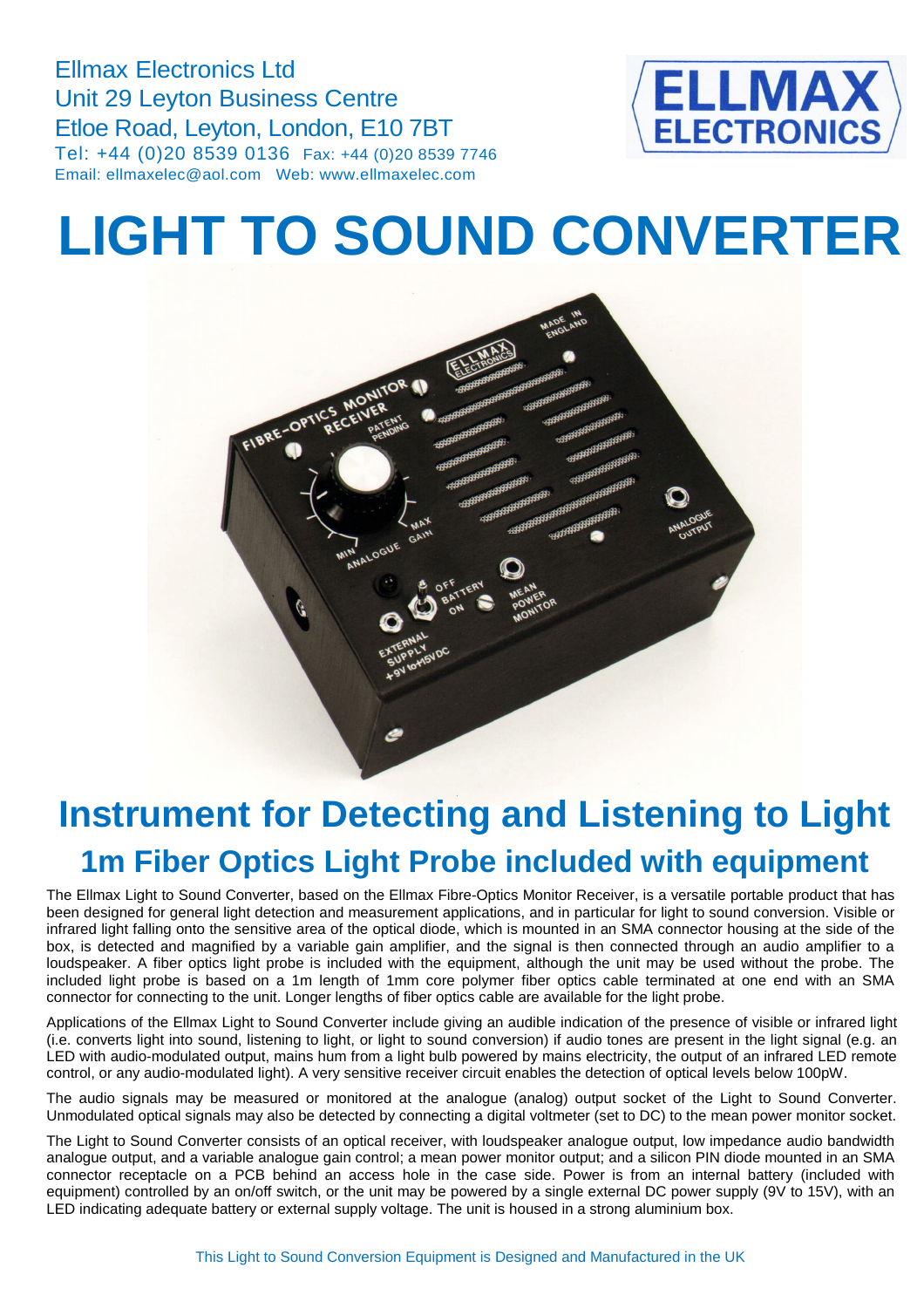Ellmax Electronics Ltd
Unit 29 Leyton Business Centre
Etloe Road, Leyton, London, E10 7BT
Tel: +44 (0)20 8539 0136 Fax: +44 (0)20 8539 7746
Email: ellmaxelec@aol.com Web: www.ellmaxelec.com

# LIGHT TO SOUND CONVERTER

## Instrument for Detecting and Listening to Light

### 1m Fiber Optics Light Probe included with equipment

The Ellmax Light to Sound Converter, based on the Ellmax Fibre-Optics Monitor Receiver, is a versatile portable product that has been designed for general light detection and measurement applications, and in particular for light to sound conversion. Visible or infrared light falling onto the sensitive area of the optical diode, which is mounted in an SMA connector housing at the side of the box, is detected and magnified by a variable gain amplifier, and the signal is then connected through an audio amplifier to a loudspeaker. A fiber optics light probe is included with the equipment, although the unit may be used without the probe. The included light probe is based on a 1m length of 1mm core polymer fiber optics cable terminated at one end with an SMA connector for connecting to the unit. Longer lengths of fiber optics cable are available for the light probe.

Applications of the Ellmax Light to Sound Converter include giving an audible indication of the presence of visible or infrared light (i.e. converts light into sound, listening to light, or light to sound conversion) if audio tones are present in the light signal (e.g. an LED with audio-modulated output, mains hum from a light bulb powered by mains electricity, the output of an infrared LED remote control, or any audio-modulated light). A very sensitive receiver circuit enables the detection of optical levels below 100pW.

The audio signals may be measured or monitored at the analogue (analog) output socket of the Light to Sound Converter. Unmodulated optical signals may also be detected by connecting a digital voltmeter (set to DC) to the mean power monitor socket.

The Light to Sound Converter consists of an optical receiver, with loudspeaker analogue output, low impedance audio bandwidth analogue output, and a variable analogue gain control; a mean power monitor output; and a silicon PIN diode mounted in an SMA connector receptacle on a PCB behind an access hole in the case side. Power is from an internal battery (included with equipment) controlled by an on/off switch, or the unit may be powered by a single external DC power supply (9V to 15V), with an LED indicating adequate battery or external supply voltage. The unit is housed in a strong aluminium box.

This Light to Sound Conversion Equipment is Designed and Manufactured in the UK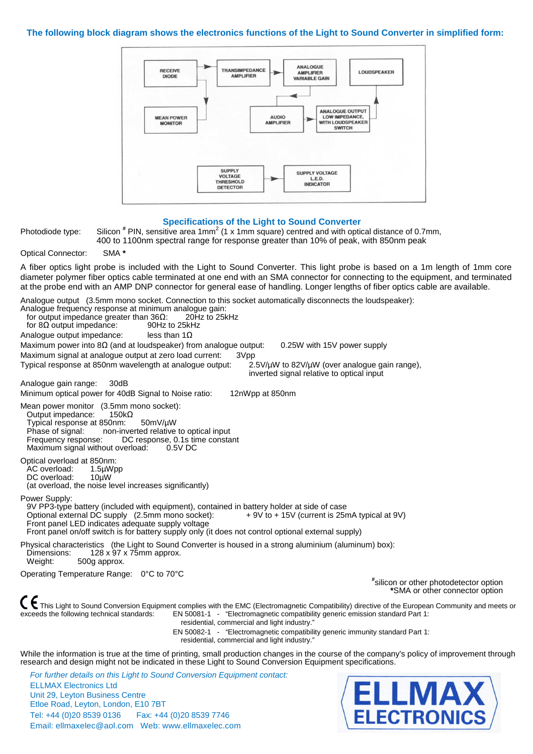**The following block diagram shows the electronics functions of the Light to Sound Converter in simplified form:**

RECEIVE DIODE

TRANSIMPEDANCE AMPLIFIER

ANALOGUE AMPLIFIER VARIABLE GAIN

LOUDSPEAKER

MEAN POWER MONITOR

AUDIO AMPLIFIER

ANALOGUE OUTPUT LOW IMPEDANCE, WITH LOUDSPEAKER SWITCH

SUPPLY VOLTAGE THRESHOLD DETECTOR

SUPPLY VOLTAGE L.E.D. INDICATOR

## Specifications of the Light to Sound Converter

Photodiode type: Silicon # PIN, sensitive area 1mm$^2$ (1 x 1mm square) centred and with optical distance of 0.7mm, 400 to 1100nm spectral range for response greater than 10% of peak, with 850nm peak

Optical Connector: SMA *

A fiber optics light probe is included with the Light to Sound Converter. This light probe is based on a 1m length of 1mm core diameter polymer fiber optics cable terminated at one end with an SMA connector for connecting to the equipment, and terminated at the probe end with an AMP DNP connector for general ease of handling. Longer lengths of fiber optics cable are available.

Analogue output (3.5mm mono socket. Connection to this socket automatically disconnects the loudspeaker):
Analogue frequency response at minimum analogue gain:
- for output impedance greater than 36Ω: 20Hz to 25kHz
- for 8Ω output impedance: 90Hz to 25kHz

Analogue output impedance: less than 1Ω
Maximum power into 8Ω (and at loudspeaker) from analogue output: 0.25W with 15V power supply
Maximum signal at analogue output at zero load current: 3Vpp
Typical response at 850nm wavelength at analogue output: 2.5V/µW to 82V/µW (over analogue gain range), inverted signal relative to optical input

Analogue gain range: 30dB
Minimum optical power for 40dB Signal to Noise ratio: 12nWpp at 850nm

Mean power monitor (3.5mm mono socket):
- Output impedance: 150kΩ
- Typical response at 850nm: 50mV/µW
- Phase of signal: non-inverted relative to optical input
- Frequency response: DC response, 0.1s time constant
- Maximum signal without overload: 0.5V DC

Optical overload at 850nm:
- AC overload: 1.5µWpp
- DC overload: 10µW
- (at overload, the noise level increases significantly)

Power Supply:
- 9V PP3-type battery (included with equipment), contained in battery holder at side of case
- Optional external DC supply (2.5mm mono socket): + 9V to + 15V (current is 25mA typical at 9V)
- Front panel LED indicates adequate supply voltage
- Front panel on/off switch is for battery supply only (it does not control optional external supply)

Physical characteristics (the Light to Sound Converter is housed in a strong aluminium (aluminum) box):
- Dimensions: 128 x 97 x 75mm approx.
- Weight: 500g approx.

Operating Temperature Range: 0°C to 70°C

#silicon or other photodetector option
*SMA or other connector option

CE This Light to Sound Conversion Equipment complies with the EMC (Electromagnetic Compatibility) directive of the European Community and meets or exceeds the following technical standards:
- EN 50081-1 - "Electromagnetic compatibility generic emission standard Part 1: residential, commercial and light industry."
- EN 50082-1 - "Electromagnetic compatibility generic immunity standard Part 1: residential, commercial and light industry."

While the information is true at the time of printing, small production changes in the course of the company's policy of improvement through research and design might not be indicated in these Light to Sound Conversion Equipment specifications.

*For further details on this Light to Sound Conversion Equipment contact:*
ELLMAX Electronics Ltd
Unit 29, Leyton Business Centre
Etloe Road, Leyton, London, E10 7BT
Tel: +44 (0)20 8539 0136 Fax: +44 (0)20 8539 7746
Email: ellmaxelec@aol.com Web: www.ellmaxelec.com

ELLMAX ELECTRONICS